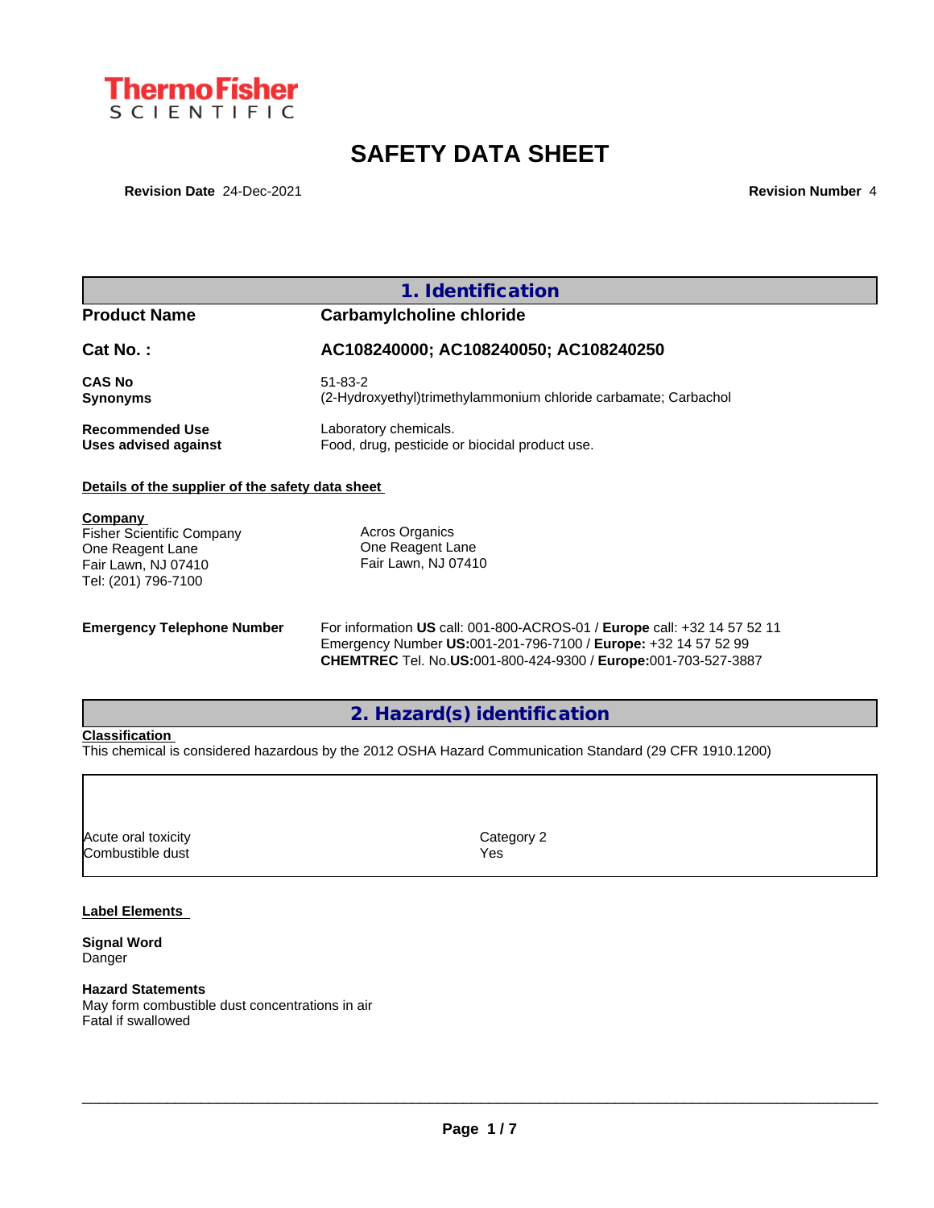ThermoFisher SCIENTIFIC

# SAFETY DATA SHEET

**Revision Date** 24-Dec-2021 **Revision Number** 4

## 1. Identification

| | |
|---|---|
| **Product Name** | **Carbamylcholine chloride** |
| **Cat No. :** | **AC108240000; AC108240050; AC108240250** |
| **CAS No** | 51-83-2 |
| **Synonyms** | (2-Hydroxyethyl)trimethylammonium chloride carbamate; Carbachol |
| **Recommended Use** | Laboratory chemicals. |
| **Uses advised against** | Food, drug, pesticide or biocidal product use. |

**Details of the supplier of the safety data sheet**

**Company**
Fisher Scientific Company
One Reagent Lane
Fair Lawn, NJ 07410
Tel: (201) 796-7100

Acros Organics
One Reagent Lane
Fair Lawn, NJ 07410

**Emergency Telephone Number**
For information **US** call: 001-800-ACROS-01 / **Europe** call: +32 14 57 52 11
Emergency Number **US:**001-201-796-7100 / **Europe:** +32 14 57 52 99
**CHEMTREC** Tel. No.**US:**001-800-424-9300 / **Europe:**001-703-527-3887

## 2. Hazard(s) identification

**Classification**
This chemical is considered hazardous by the 2012 OSHA Hazard Communication Standard (29 CFR 1910.1200)

| | |
|---|---|
| Acute oral toxicity | Category 2 |
| Combustible dust | Yes |

**Label Elements**

**Signal Word**
Danger

**Hazard Statements**
May form combustible dust concentrations in air
Fatal if swallowed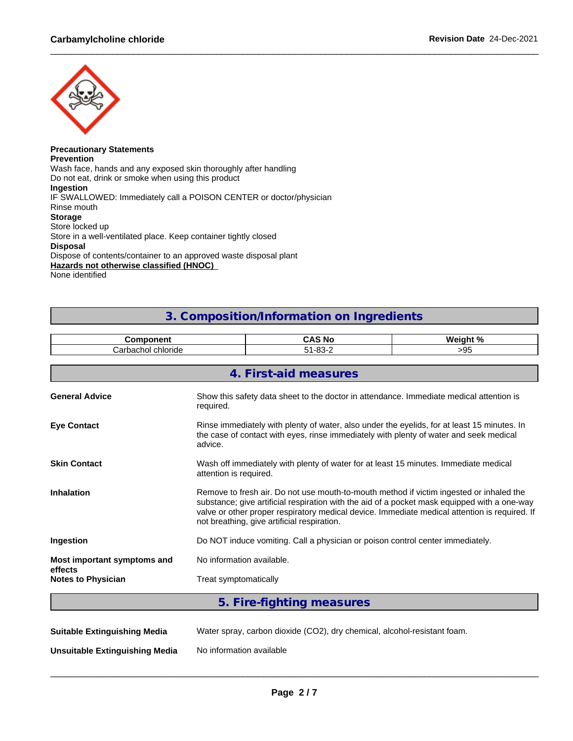**Precautionary Statements**

**Prevention**

Wash face, hands and any exposed skin thoroughly after handling

Do not eat, drink or smoke when using this product

**Ingestion**

IF SWALLOWED: Immediately call a POISON CENTER or doctor/physician

Rinse mouth

**Storage**

Store locked up

Store in a well-ventilated place. Keep container tightly closed

**Disposal**

Dispose of contents/container to an approved waste disposal plant

**Hazards not otherwise classified (HNOC)**

None identified

## 3. Composition/Information on Ingredients

| Component | CAS No | Weight % |
|---|---|---|
| Carbachol chloride | 51-83-2 | >95 |

## 4. First-aid measures

**General Advice**

Show this safety data sheet to the doctor in attendance. Immediate medical attention is required.

**Eye Contact**

Rinse immediately with plenty of water, also under the eyelids, for at least 15 minutes. In the case of contact with eyes, rinse immediately with plenty of water and seek medical advice.

**Skin Contact**

Wash off immediately with plenty of water for at least 15 minutes. Immediate medical attention is required.

**Inhalation**

Remove to fresh air. Do not use mouth-to-mouth method if victim ingested or inhaled the substance; give artificial respiration with the aid of a pocket mask equipped with a one-way valve or other proper respiratory medical device. Immediate medical attention is required. If not breathing, give artificial respiration.

**Ingestion**

Do NOT induce vomiting. Call a physician or poison control center immediately.

**Most important symptoms and effects**

No information available.

**Notes to Physician**

Treat symptomatically

## 5. Fire-fighting measures

**Suitable Extinguishing Media**

Water spray, carbon dioxide ($CO_2$), dry chemical, alcohol-resistant foam.

**Unsuitable Extinguishing Media**

No information available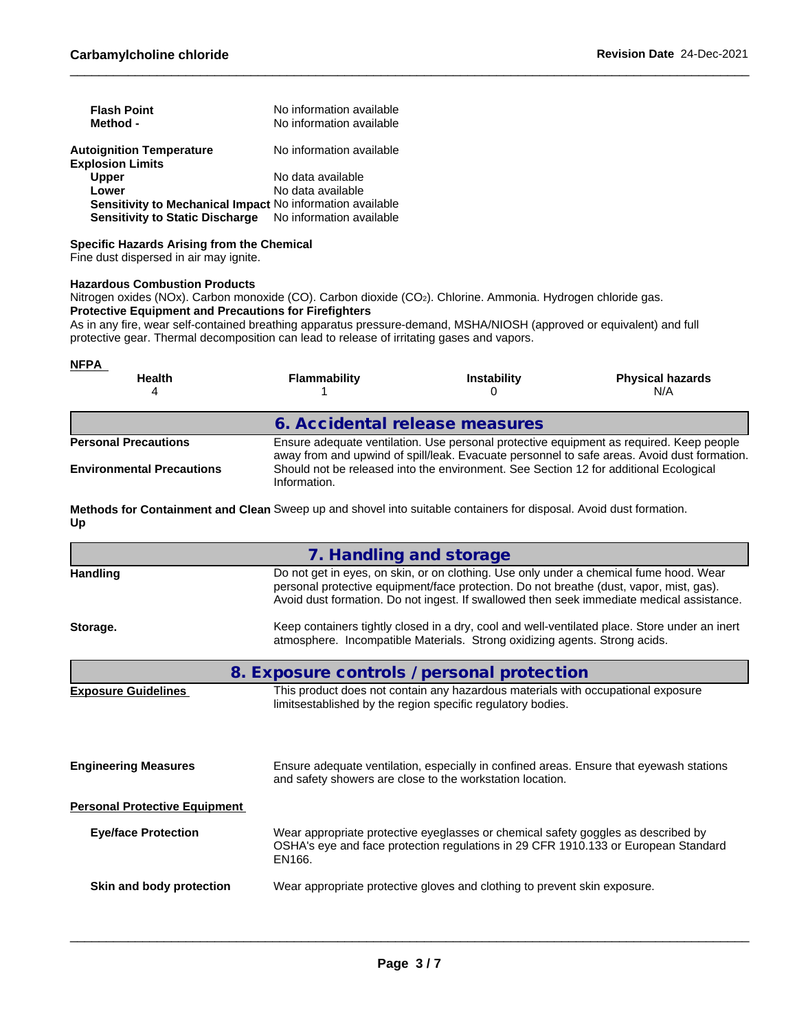| | |
|---|---|
| **Flash Point** | No information available |
| **Method -** | No information available |
| **Autoignition Temperature** | No information available |
| **Explosion Limits** | |
| **Upper** | No data available |
| **Lower** | No data available |
| **Sensitivity to Mechanical Impact** | No information available |
| **Sensitivity to Static Discharge** | No information available |

**Specific Hazards Arising from the Chemical**
Fine dust dispersed in air may ignite.

**Hazardous Combustion Products**
Nitrogen oxides (NOx). Carbon monoxide (CO). Carbon dioxide ($CO_2$). Chlorine. Ammonia. Hydrogen chloride gas.

**Protective Equipment and Precautions for Firefighters**
As in any fire, wear self-contained breathing apparatus pressure-demand, MSHA/NIOSH (approved or equivalent) and full protective gear. Thermal decomposition can lead to release of irritating gases and vapors.

**NFPA**

| Health | Flammability | Instability | Physical hazards |
|---|---|---|---|
| 4 | 1 | 0 | N/A |

## 6. Accidental release measures

| | |
|---|---|
| **Personal Precautions** | Ensure adequate ventilation. Use personal protective equipment as required. Keep people away from and upwind of spill/leak. Evacuate personnel to safe areas. Avoid dust formation. |
| **Environmental Precautions** | Should not be released into the environment. See Section 12 for additional Ecological Information. |
| **Methods for Containment and Clean Up** | Sweep up and shovel into suitable containers for disposal. Avoid dust formation. |

## 7. Handling and storage

| | |
|---|---|
| **Handling** | Do not get in eyes, on skin, or on clothing. Use only under a chemical fume hood. Wear personal protective equipment/face protection. Do not breathe (dust, vapor, mist, gas). Avoid dust formation. Do not ingest. If swallowed then seek immediate medical assistance. |
| **Storage.** | Keep containers tightly closed in a dry, cool and well-ventilated place. Store under an inert atmosphere. Incompatible Materials. Strong oxidizing agents. Strong acids. |

## 8. Exposure controls / personal protection

| | |
|---|---|
| **Exposure Guidelines** | This product does not contain any hazardous materials with occupational exposure limitsestablished by the region specific regulatory bodies. |
| **Engineering Measures** | Ensure adequate ventilation, especially in confined areas. Ensure that eyewash stations and safety showers are close to the workstation location. |

**Personal Protective Equipment**

| | |
|---|---|
| **Eye/face Protection** | Wear appropriate protective eyeglasses or chemical safety goggles as described by OSHA's eye and face protection regulations in 29 CFR 1910.133 or European Standard EN166. |
| **Skin and body protection** | Wear appropriate protective gloves and clothing to prevent skin exposure. |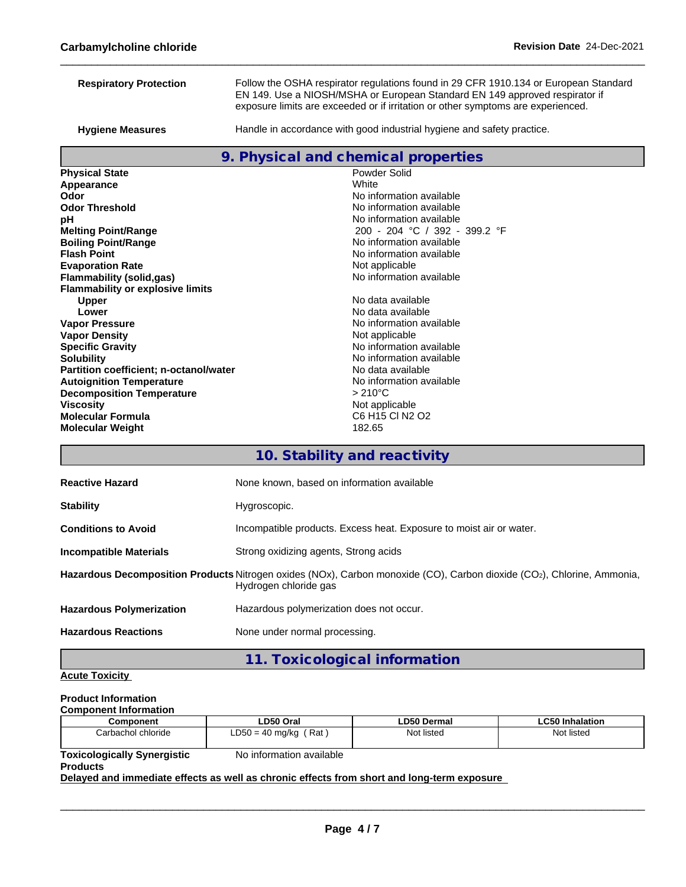| | |
|---|---|
| **Respiratory Protection** | Follow the OSHA respirator regulations found in 29 CFR 1910.134 or European Standard EN 149. Use a NIOSH/MSHA or European Standard EN 149 approved respirator if exposure limits are exceeded or if irritation or other symptoms are experienced. |
| **Hygiene Measures** | Handle in accordance with good industrial hygiene and safety practice. |

## 9. Physical and chemical properties

| | |
|---|---|
| **Physical State** | Powder Solid |
| **Appearance** | White |
| **Odor** | No information available |
| **Odor Threshold** | No information available |
| **pH** | No information available |
| **Melting Point/Range** | 200 - 204 °C / 392 - 399.2 °F |
| **Boiling Point/Range** | No information available |
| **Flash Point** | No information available |
| **Evaporation Rate** | Not applicable |
| **Flammability (solid,gas)** | No information available |
| **Flammability or explosive limits** | |
| **Upper** | No data available |
| **Lower** | No data available |
| **Vapor Pressure** | No information available |
| **Vapor Density** | Not applicable |
| **Specific Gravity** | No information available |
| **Solubility** | No information available |
| **Partition coefficient; n-octanol/water** | No data available |
| **Autoignition Temperature** | No information available |
| **Decomposition Temperature** | > 210°C |
| **Viscosity** | Not applicable |
| **Molecular Formula** | C6 H15 Cl N2 O2 |
| **Molecular Weight** | 182.65 |

## 10. Stability and reactivity

| | |
|---|---|
| **Reactive Hazard** | None known, based on information available |
| **Stability** | Hygroscopic. |
| **Conditions to Avoid** | Incompatible products. Excess heat. Exposure to moist air or water. |
| **Incompatible Materials** | Strong oxidizing agents, Strong acids |
| **Hazardous Decomposition Products** | Nitrogen oxides (NOx), Carbon monoxide (CO), Carbon dioxide ($CO_2$), Chlorine, Ammonia, Hydrogen chloride gas |
| **Hazardous Polymerization** | Hazardous polymerization does not occur. |
| **Hazardous Reactions** | None under normal processing. |

## 11. Toxicological information

**Acute Toxicity**

**Product Information**

**Component Information**

| Component | LD50 Oral | LD50 Dermal | LC50 Inhalation |
|---|---|---|---|
| Carbachol chloride | LD50 = 40 mg/kg ( Rat ) | Not listed | Not listed |

**Toxicologically Synergistic Products** No information available

**Delayed and immediate effects as well as chronic effects from short and long-term exposure**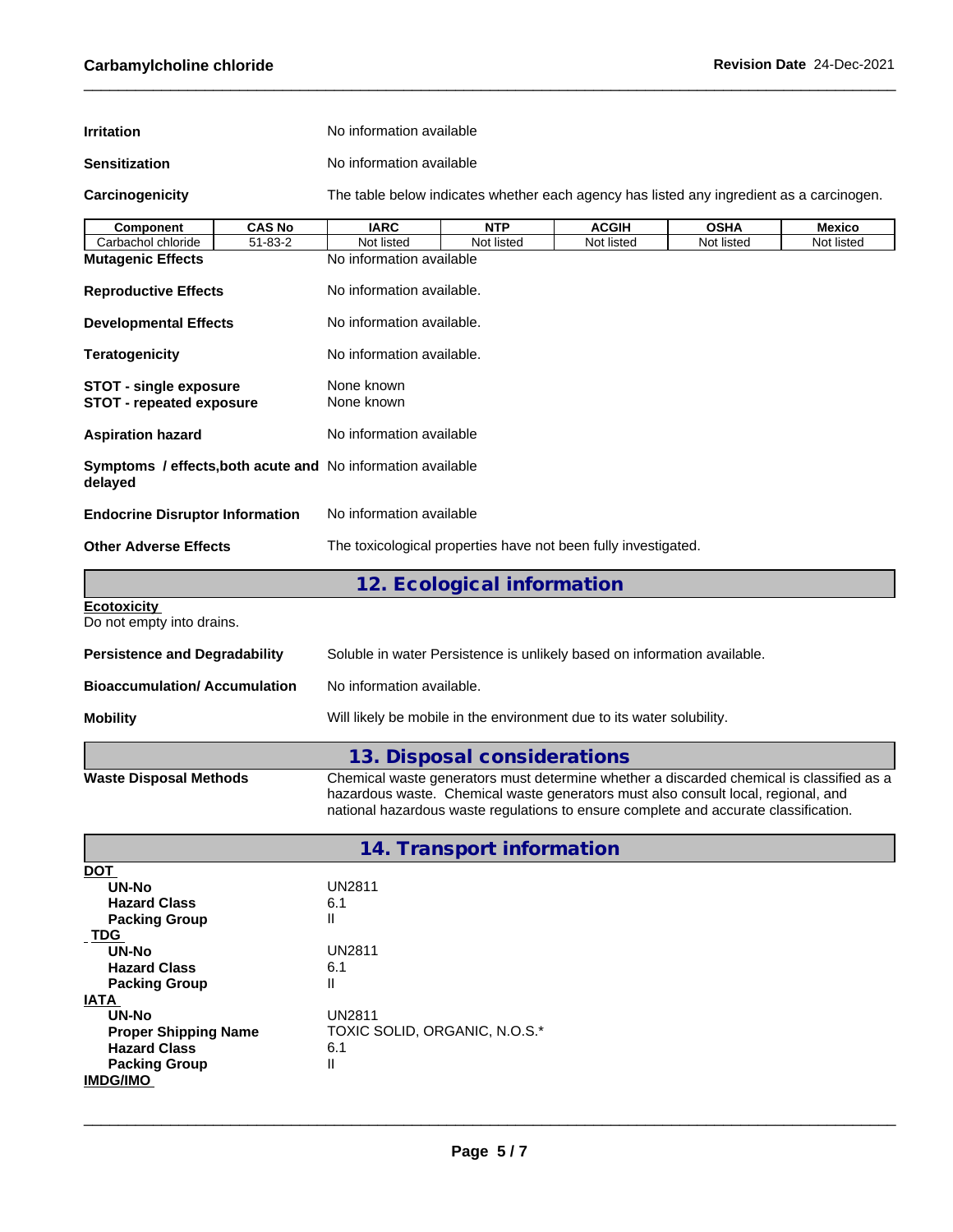**Irritation** No information available

**Sensitization** No information available

**Carcinogenicity** The table below indicates whether each agency has listed any ingredient as a carcinogen.

| Component | CAS No | IARC | NTP | ACGIH | OSHA | Mexico |
|---|---|---|---|---|---|---|
| Carbachol chloride | 51-83-2 | Not listed | Not listed | Not listed | Not listed | Not listed |

**Mutagenic Effects** No information available

**Reproductive Effects** No information available.

**Developmental Effects** No information available.

**Teratogenicity** No information available.

**STOT - single exposure** None known
**STOT - repeated exposure** None known

**Aspiration hazard** No information available

**Symptoms / effects,both acute and delayed** No information available

**Endocrine Disruptor Information** No information available

**Other Adverse Effects** The toxicological properties have not been fully investigated.

## 12. Ecological information

**Ecotoxicity**
Do not empty into drains.

**Persistence and Degradability** Soluble in water Persistence is unlikely based on information available.

**Bioaccumulation/ Accumulation** No information available.

**Mobility** Will likely be mobile in the environment due to its water solubility.

## 13. Disposal considerations

**Waste Disposal Methods** Chemical waste generators must determine whether a discarded chemical is classified as a hazardous waste. Chemical waste generators must also consult local, regional, and national hazardous waste regulations to ensure complete and accurate classification.

## 14. Transport information

**DOT**
- **UN-No** UN2811
- **Hazard Class** 6.1
- **Packing Group** II

**TDG**
- **UN-No** UN2811
- **Hazard Class** 6.1
- **Packing Group** II

**IATA**
- **UN-No** UN2811
- **Proper Shipping Name** TOXIC SOLID, ORGANIC, N.O.S.*
- **Hazard Class** 6.1
- **Packing Group** II

**IMDG/IMO**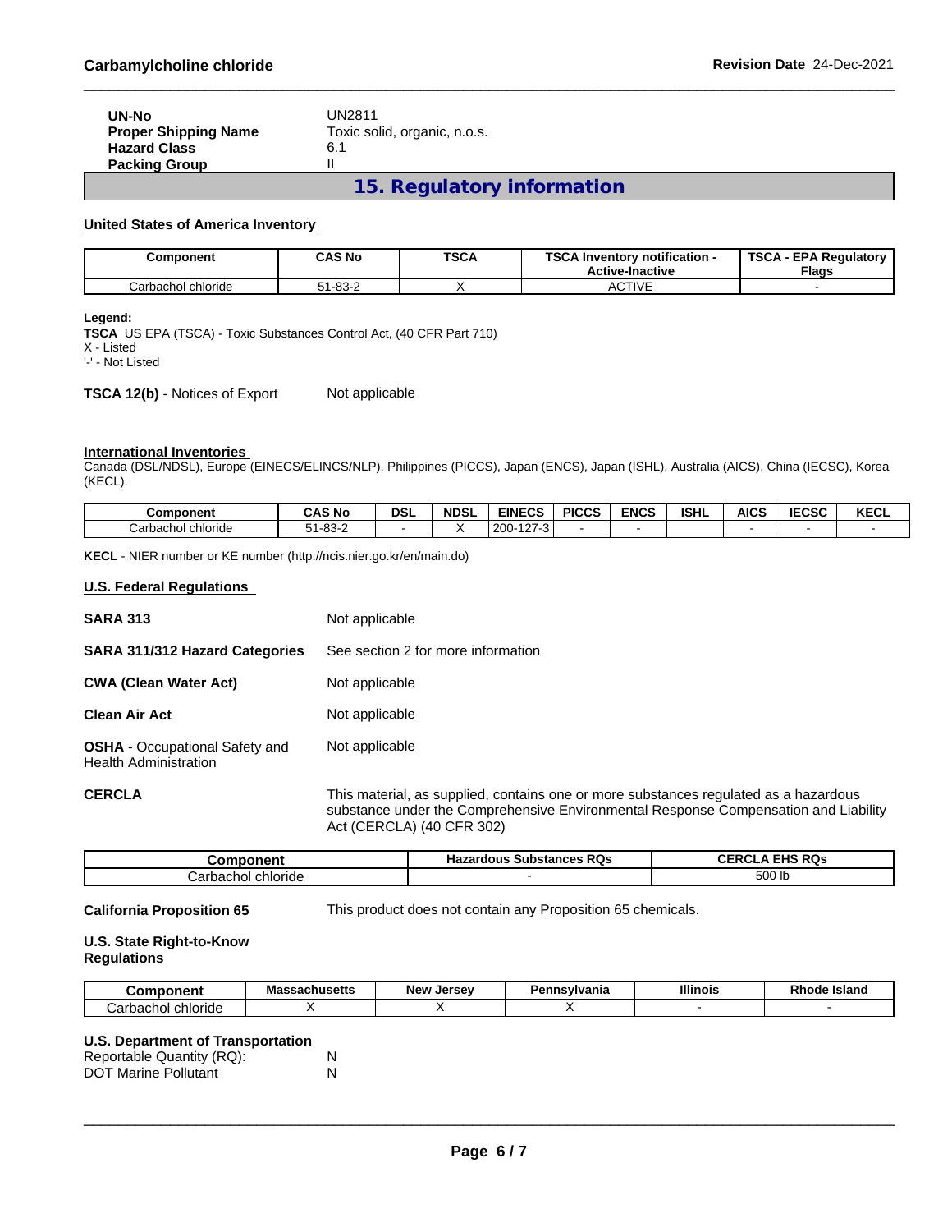| | |
|---|---|
| **UN-No** | UN2811 |
| **Proper Shipping Name** | Toxic solid, organic, n.o.s. |
| **Hazard Class** | 6.1 |
| **Packing Group** | II |

## 15. Regulatory information

**United States of America Inventory**

| Component | CAS No | TSCA | TSCA Inventory notification - Active-Inactive | TSCA - EPA Regulatory Flags |
|---|---|---|---|---|
| Carbachol chloride | 51-83-2 | X | ACTIVE | - |

**Legend:**
**TSCA** US EPA (TSCA) - Toxic Substances Control Act, (40 CFR Part 710)
X - Listed
'-' - Not Listed

**TSCA 12(b)** - Notices of Export    Not applicable

**International Inventories**
Canada (DSL/NDSL), Europe (EINECS/ELINCS/NLP), Philippines (PICCS), Japan (ENCS), Japan (ISHL), Australia (AICS), China (IECSC), Korea (KECL).

| Component | CAS No | DSL | NDSL | EINECS | PICCS | ENCS | ISHL | AICS | IECSC | KECL |
|---|---|---|---|---|---|---|---|---|---|---|
| Carbachol chloride | 51-83-2 | - | X | 200-127-3 | - | - | | - | - | - |

**KECL** - NIER number or KE number (http://ncis.nier.go.kr/en/main.do)

**U.S. Federal Regulations**

**SARA 313**    Not applicable

**SARA 311/312 Hazard Categories**    See section 2 for more information

**CWA (Clean Water Act)**    Not applicable

**Clean Air Act**    Not applicable

**OSHA** - Occupational Safety and Health Administration    Not applicable

**CERCLA**    This material, as supplied, contains one or more substances regulated as a hazardous substance under the Comprehensive Environmental Response Compensation and Liability Act (CERCLA) (40 CFR 302)

| Component | Hazardous Substances RQs | CERCLA EHS RQs |
|---|---|---|
| Carbachol chloride | - | 500 lb |

**California Proposition 65**    This product does not contain any Proposition 65 chemicals.

**U.S. State Right-to-Know Regulations**

| Component | Massachusetts | New Jersey | Pennsylvania | Illinois | Rhode Island |
|---|---|---|---|---|---|
| Carbachol chloride | X | X | X | - | - |

**U.S. Department of Transportation**
Reportable Quantity (RQ):    N
DOT Marine Pollutant    N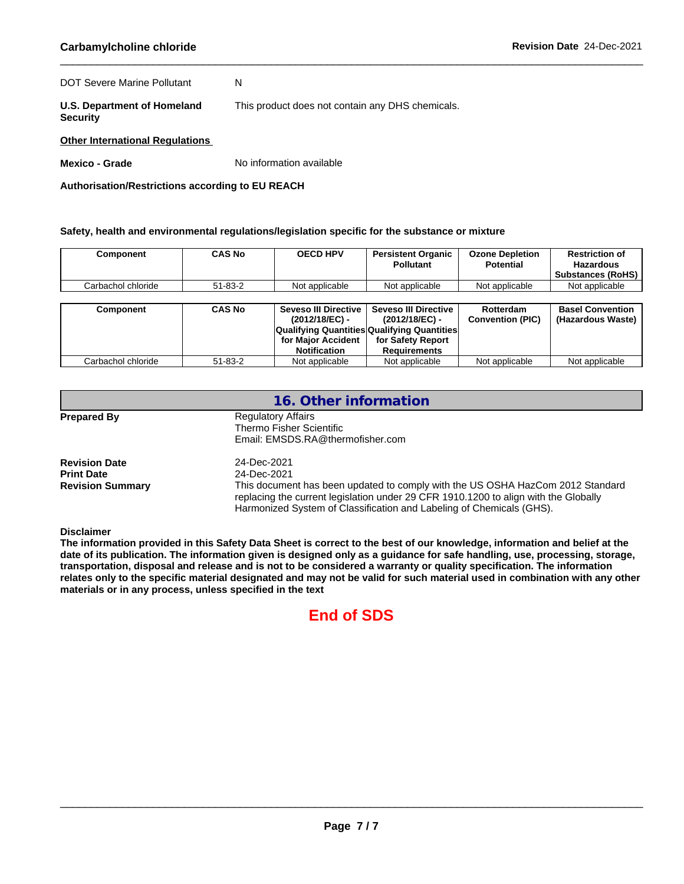DOT Severe Marine Pollutant N

**U.S. Department of Homeland Security** This product does not contain any DHS chemicals.

**Other International Regulations**

**Mexico - Grade** No information available

**Authorisation/Restrictions according to EU REACH**

**Safety, health and environmental regulations/legislation specific for the substance or mixture**

| Component | CAS No | OECD HPV | Persistent Organic Pollutant | Ozone Depletion Potential | Restriction of Hazardous Substances (RoHS) |
|---|---|---|---|---|---|
| Carbachol chloride | 51-83-2 | Not applicable | Not applicable | Not applicable | Not applicable |

| Component | CAS No | Seveso III Directive (2012/18/EC) - Qualifying Quantities for Major Accident Notification | Seveso III Directive (2012/18/EC) - Qualifying Quantities for Safety Report Requirements | Rotterdam Convention (PIC) | Basel Convention (Hazardous Waste) |
|---|---|---|---|---|---|
| Carbachol chloride | 51-83-2 | Not applicable | Not applicable | Not applicable | Not applicable |

## 16. Other information

**Prepared By** Regulatory Affairs
Thermo Fisher Scientific
Email: EMSDS.RA@thermofisher.com

**Revision Date** 24-Dec-2021
**Print Date** 24-Dec-2021
**Revision Summary** This document has been updated to comply with the US OSHA HazCom 2012 Standard replacing the current legislation under 29 CFR 1910.1200 to align with the Globally Harmonized System of Classification and Labeling of Chemicals (GHS).

**Disclaimer**
**The information provided in this Safety Data Sheet is correct to the best of our knowledge, information and belief at the date of its publication. The information given is designed only as a guidance for safe handling, use, processing, storage, transportation, disposal and release and is not to be considered a warranty or quality specification. The information relates only to the specific material designated and may not be valid for such material used in combination with any other materials or in any process, unless specified in the text**

**End of SDS**